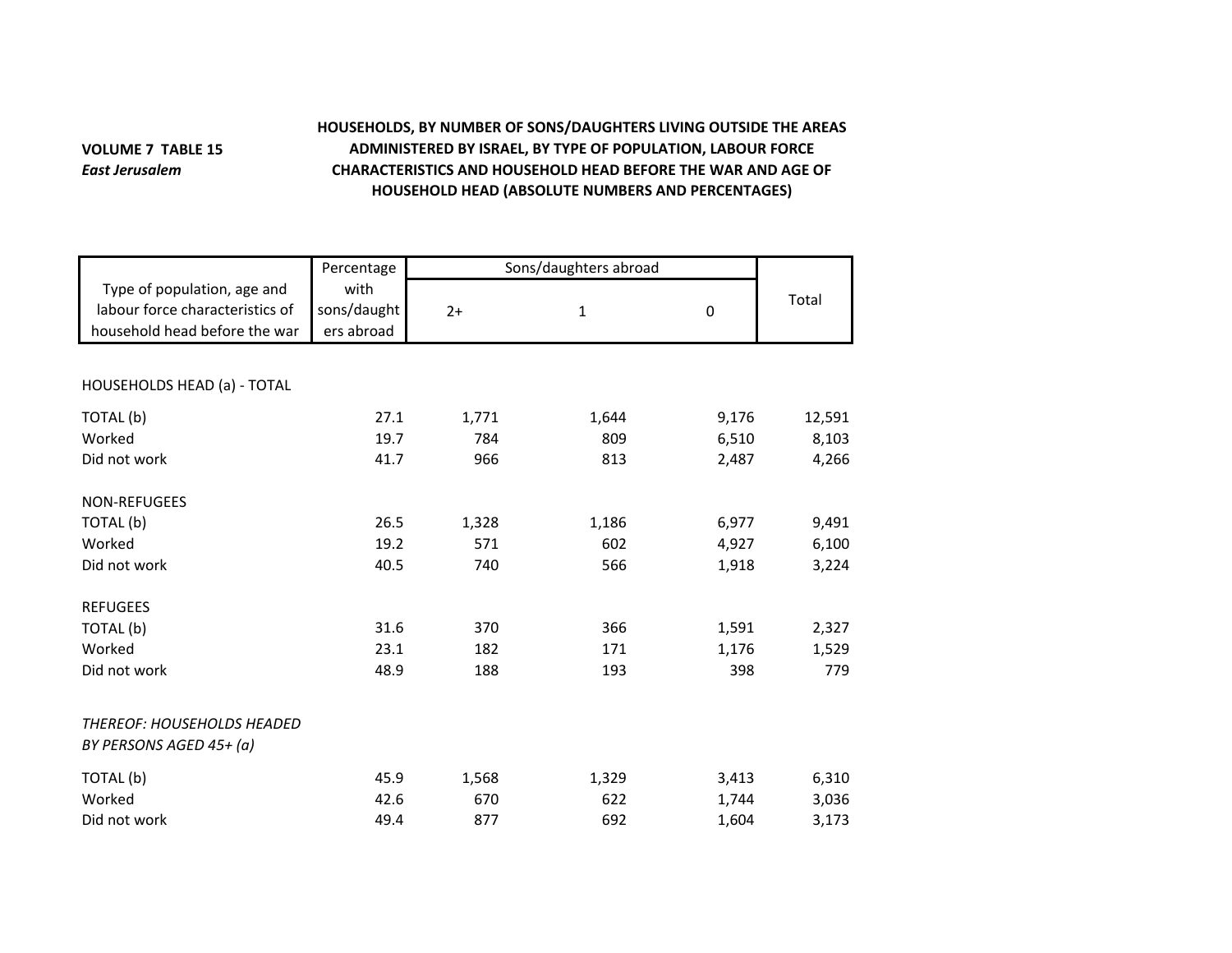**VOLUME 7 TABLE 15**
***East Jerusalem***

## HOUSEHOLDS, BY NUMBER OF SONS/DAUGHTERS LIVING OUTSIDE THE AREAS ADMINISTERED BY ISRAEL, BY TYPE OF POPULATION, LABOUR FORCE CHARACTERISTICS AND HOUSEHOLD HEAD BEFORE THE WAR AND AGE OF HOUSEHOLD HEAD (ABSOLUTE NUMBERS AND PERCENTAGES)

| Type of population, age and labour force characteristics of household head before the war | Percentage with sons/daughters abroad | Sons/daughters abroad | | | Total |
|---|---|---|---|---|---|
| | | 2+ | 1 | 0 | |
| HOUSEHOLDS HEAD (a) - TOTAL | | | | | |
| TOTAL (b) | 27.1 | 1,771 | 1,644 | 9,176 | 12,591 |
| Worked | 19.7 | 784 | 809 | 6,510 | 8,103 |
| Did not work | 41.7 | 966 | 813 | 2,487 | 4,266 |
| NON-REFUGEES | | | | | |
| TOTAL (b) | 26.5 | 1,328 | 1,186 | 6,977 | 9,491 |
| Worked | 19.2 | 571 | 602 | 4,927 | 6,100 |
| Did not work | 40.5 | 740 | 566 | 1,918 | 3,224 |
| REFUGEES | | | | | |
| TOTAL (b) | 31.6 | 370 | 366 | 1,591 | 2,327 |
| Worked | 23.1 | 182 | 171 | 1,176 | 1,529 |
| Did not work | 48.9 | 188 | 193 | 398 | 779 |
| *THEREOF: HOUSEHOLDS HEADED BY PERSONS AGED 45+ (a)* | | | | | |
| TOTAL (b) | 45.9 | 1,568 | 1,329 | 3,413 | 6,310 |
| Worked | 42.6 | 670 | 622 | 1,744 | 3,036 |
| Did not work | 49.4 | 877 | 692 | 1,604 | 3,173 |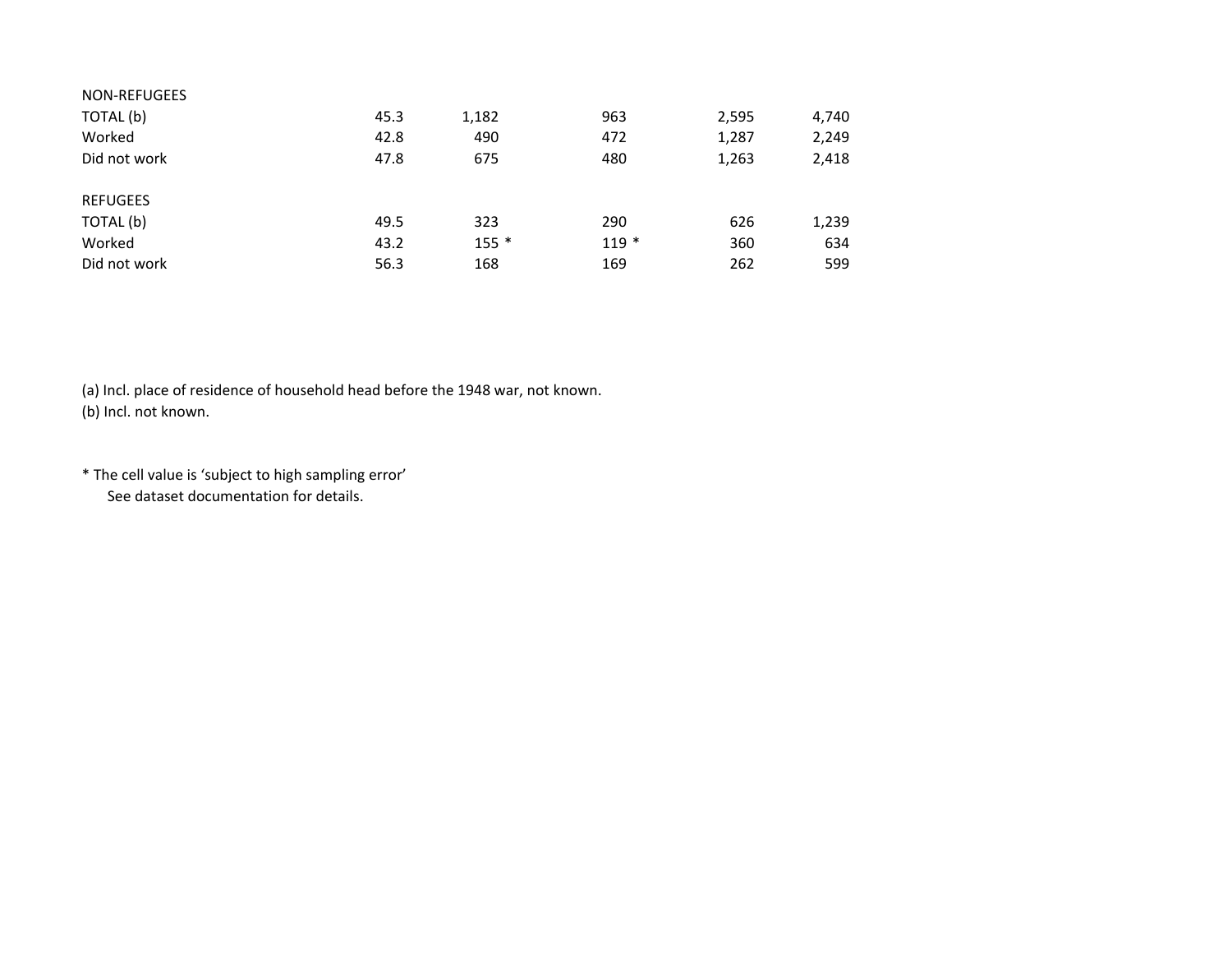| | | | | | |
|---|---|---|---|---|---|
| NON-REFUGEES | | | | | |
| TOTAL (b) | 45.3 | 1,182 | 963 | 2,595 | 4,740 |
| Worked | 42.8 | 490 | 472 | 1,287 | 2,249 |
| Did not work | 47.8 | 675 | 480 | 1,263 | 2,418 |
| | | | | | |
| REFUGEES | | | | | |
| TOTAL (b) | 49.5 | 323 | 290 | 626 | 1,239 |
| Worked | 43.2 | 155 * | 119 * | 360 | 634 |
| Did not work | 56.3 | 168 | 169 | 262 | 599 |

(a) Incl. place of residence of household head before the 1948 war, not known.
(b) Incl. not known.

* The cell value is 'subject to high sampling error'
See dataset documentation for details.